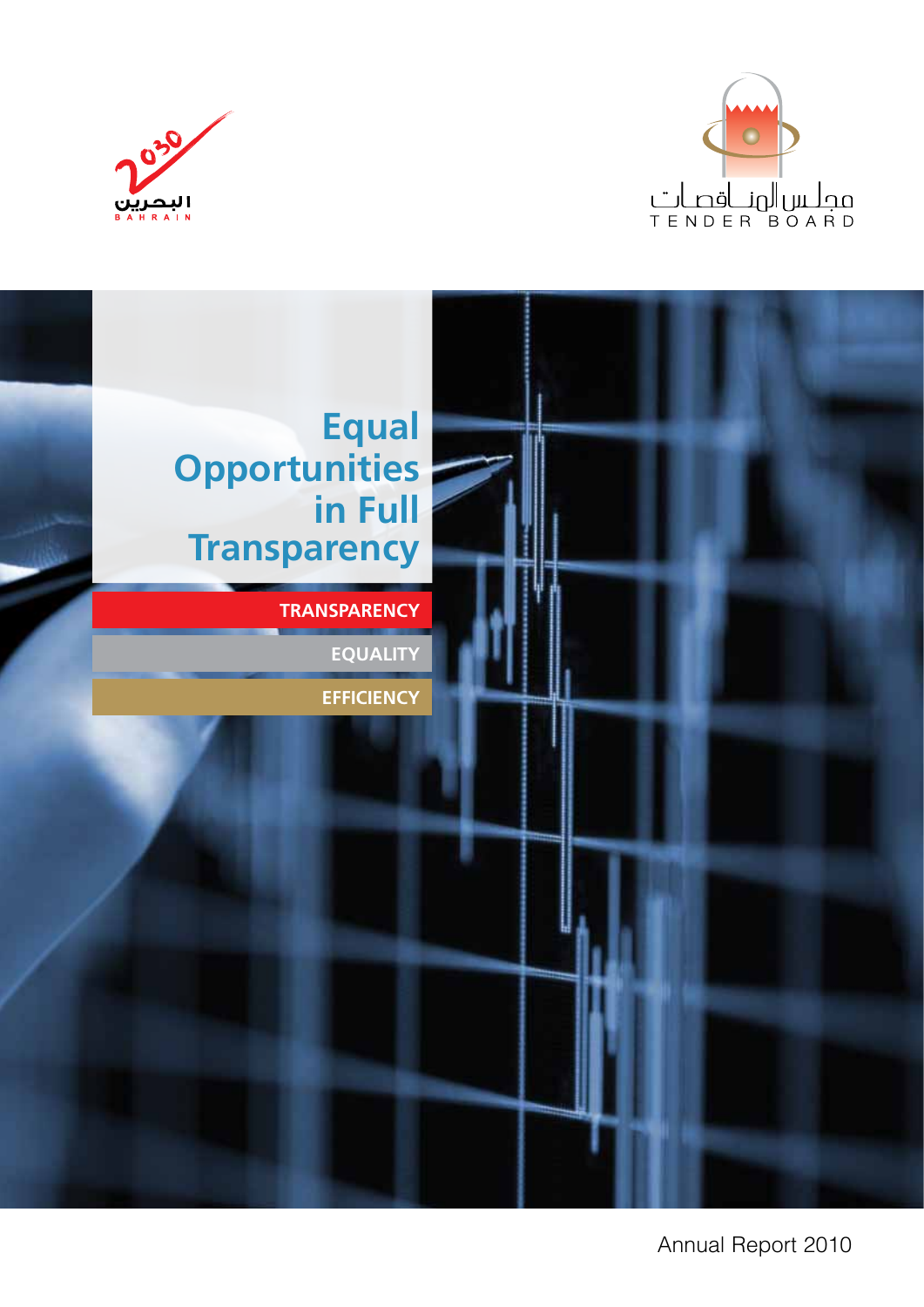البحرين 2030
BAHRAIN

مجلس المناقصات
TENDER BOARD

# Equal Opportunities in Full Transparency

**TRANSPARENCY**

**EQUALITY**

**EFFICIENCY**

Annual Report 2010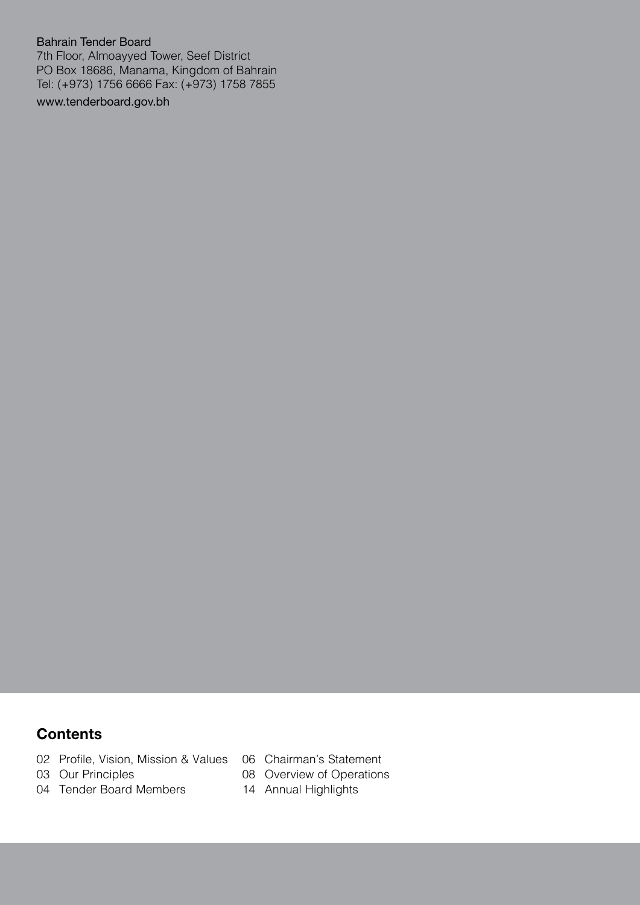Bahrain Tender Board
7th Floor, Almoayyed Tower, Seef District
PO Box 18686, Manama, Kingdom of Bahrain
Tel: (+973) 1756 6666 Fax: (+973) 1758 7855
www.tenderboard.gov.bh

## Contents

- 02 Profile, Vision, Mission & Values
- 03 Our Principles
- 04 Tender Board Members
- 06 Chairman's Statement
- 08 Overview of Operations
- 14 Annual Highlights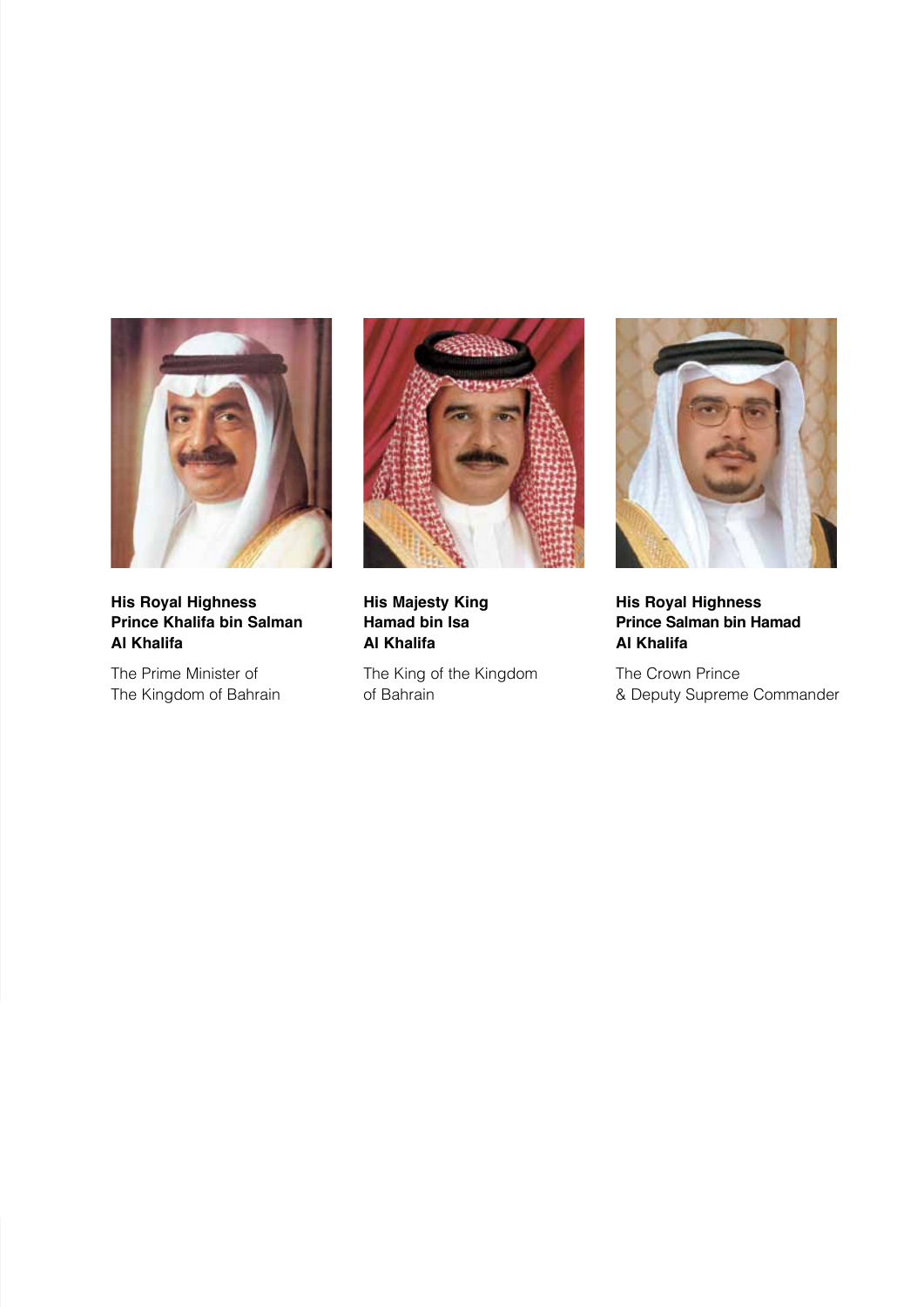**His Royal Highness Prince Khalifa bin Salman Al Khalifa**

The Prime Minister of The Kingdom of Bahrain

**His Majesty King Hamad bin Isa Al Khalifa**

The King of the Kingdom of Bahrain

**His Royal Highness Prince Salman bin Hamad Al Khalifa**

The Crown Prince & Deputy Supreme Commander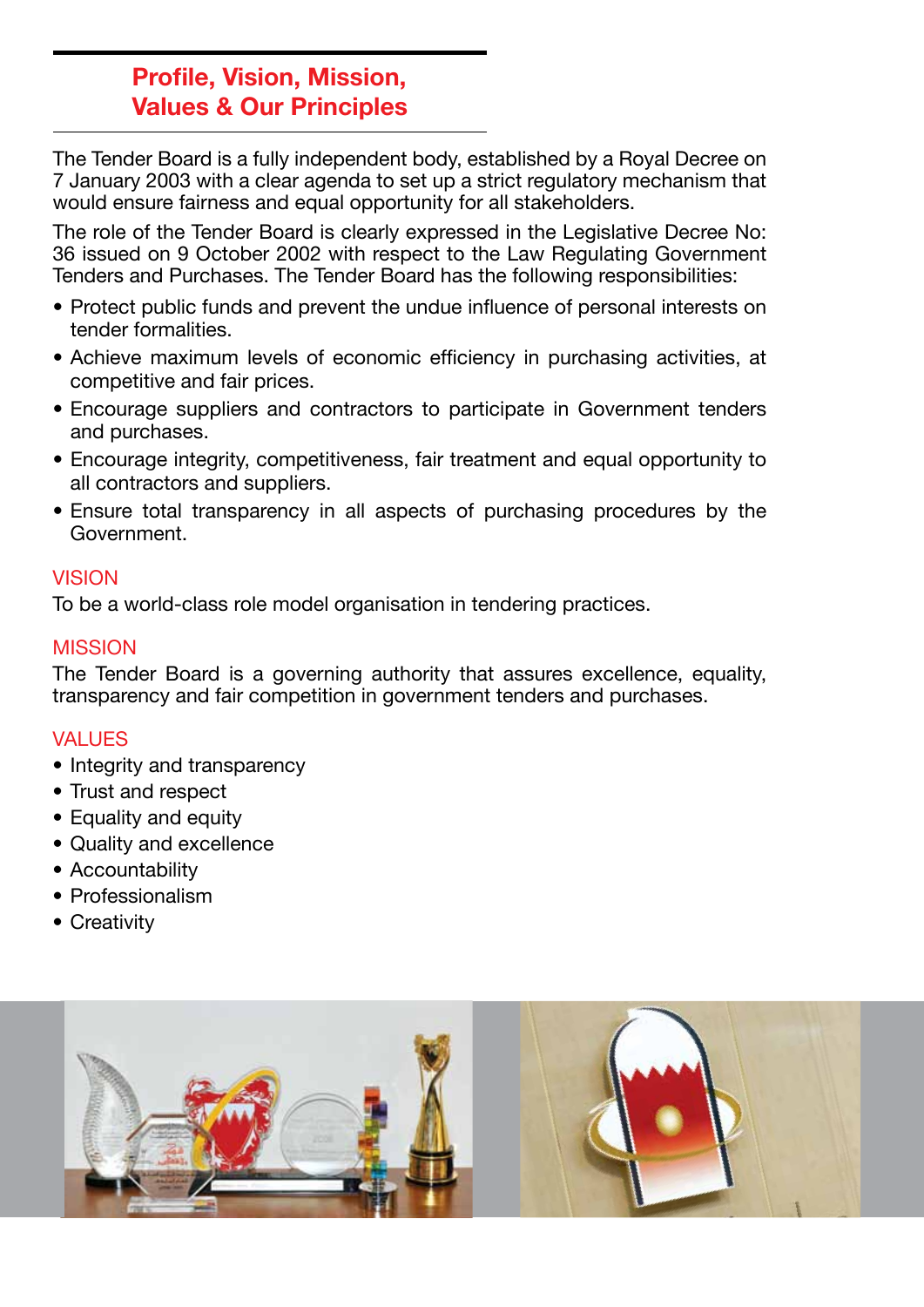## Profile, Vision, Mission, Values & Our Principles

The Tender Board is a fully independent body, established by a Royal Decree on 7 January 2003 with a clear agenda to set up a strict regulatory mechanism that would ensure fairness and equal opportunity for all stakeholders.

The role of the Tender Board is clearly expressed in the Legislative Decree No: 36 issued on 9 October 2002 with respect to the Law Regulating Government Tenders and Purchases. The Tender Board has the following responsibilities:

- Protect public funds and prevent the undue influence of personal interests on tender formalities.
- Achieve maximum levels of economic efficiency in purchasing activities, at competitive and fair prices.
- Encourage suppliers and contractors to participate in Government tenders and purchases.
- Encourage integrity, competitiveness, fair treatment and equal opportunity to all contractors and suppliers.
- Ensure total transparency in all aspects of purchasing procedures by the Government.

### VISION

To be a world-class role model organisation in tendering practices.

### MISSION

The Tender Board is a governing authority that assures excellence, equality, transparency and fair competition in government tenders and purchases.

### VALUES

- Integrity and transparency
- Trust and respect
- Equality and equity
- Quality and excellence
- Accountability
- Professionalism
- Creativity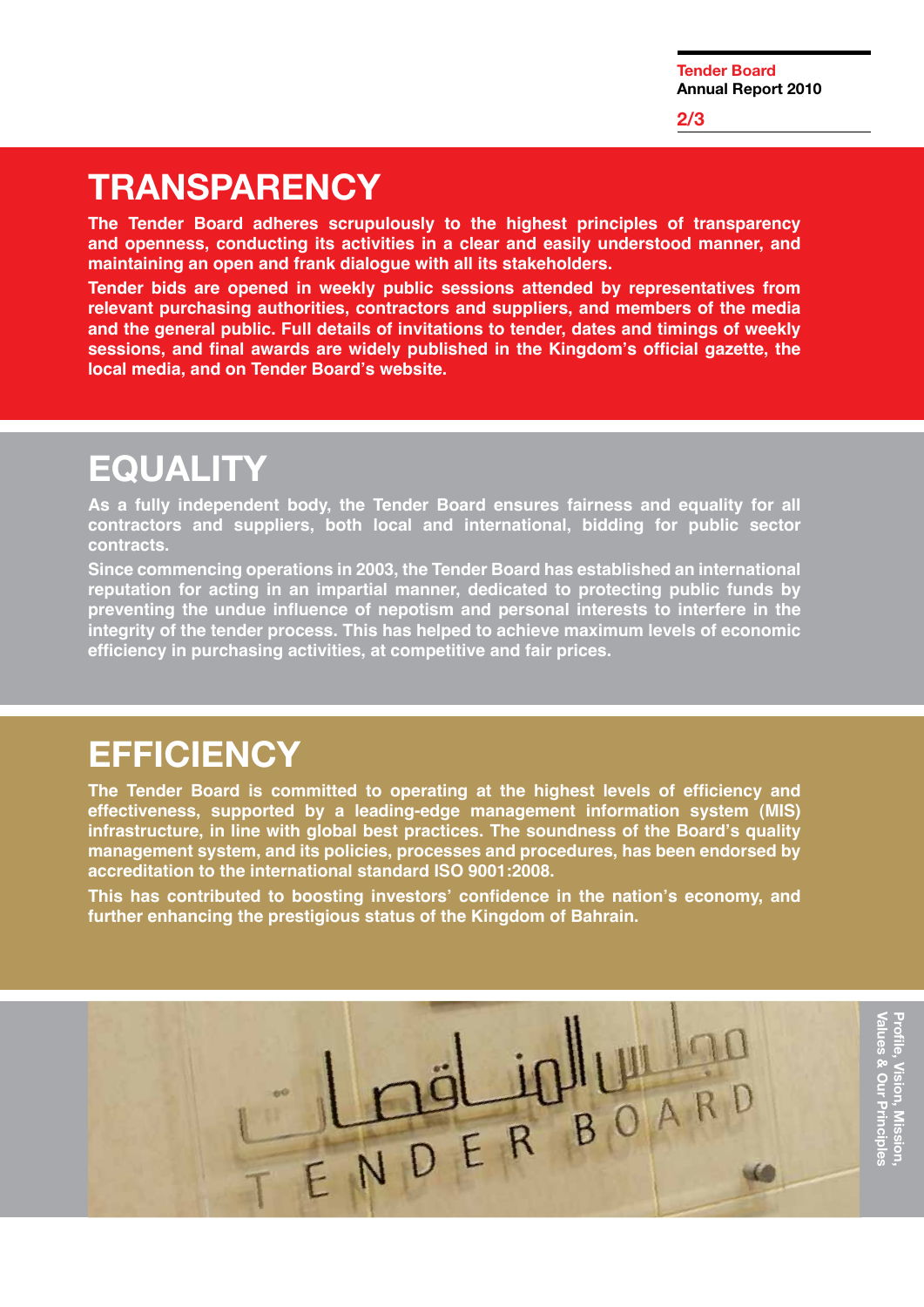# TRANSPARENCY

**The Tender Board adheres scrupulously to the highest principles of transparency and openness, conducting its activities in a clear and easily understood manner, and maintaining an open and frank dialogue with all its stakeholders.**

**Tender bids are opened in weekly public sessions attended by representatives from relevant purchasing authorities, contractors and suppliers, and members of the media and the general public. Full details of invitations to tender, dates and timings of weekly sessions, and final awards are widely published in the Kingdom's official gazette, the local media, and on Tender Board's website.**

# EQUALITY

**As a fully independent body, the Tender Board ensures fairness and equality for all contractors and suppliers, both local and international, bidding for public sector contracts.**

**Since commencing operations in 2003, the Tender Board has established an international reputation for acting in an impartial manner, dedicated to protecting public funds by preventing the undue influence of nepotism and personal interests to interfere in the integrity of the tender process. This has helped to achieve maximum levels of economic efficiency in purchasing activities, at competitive and fair prices.**

# EFFICIENCY

**The Tender Board is committed to operating at the highest levels of efficiency and effectiveness, supported by a leading-edge management information system (MIS) infrastructure, in line with global best practices. The soundness of the Board's quality management system, and its policies, processes and procedures, has been endorsed by accreditation to the international standard ISO 9001:2008.**

**This has contributed to boosting investors' confidence in the nation's economy, and further enhancing the prestigious status of the Kingdom of Bahrain.**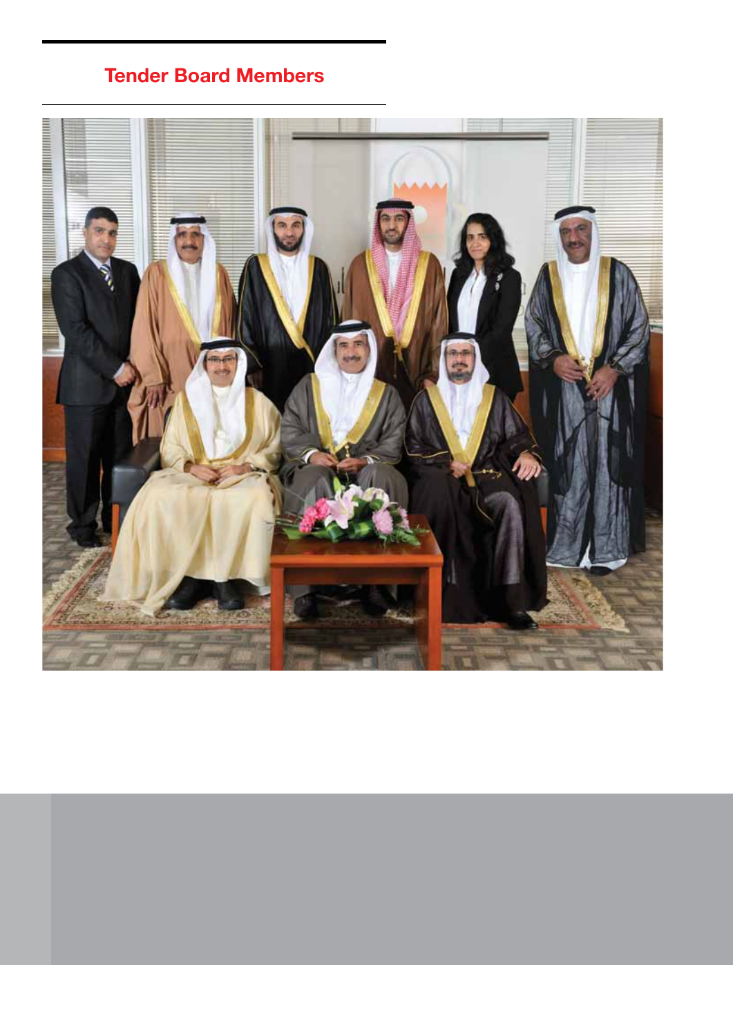## Tender Board Members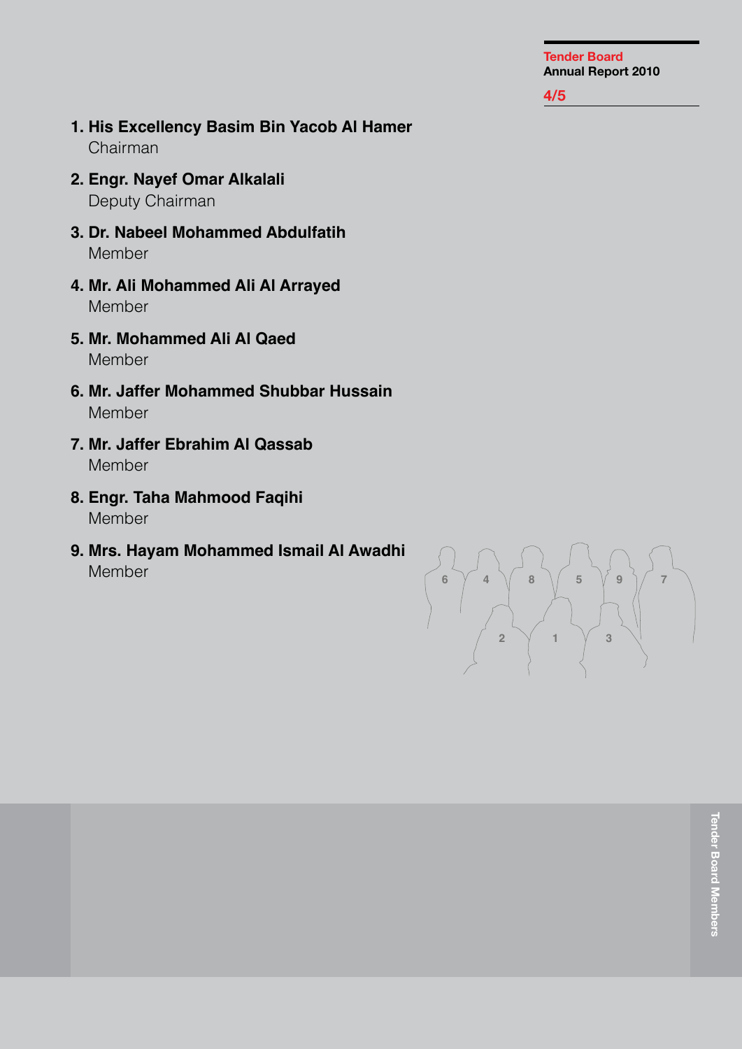1. **His Excellency Basim Bin Yacob Al Hamer**
   Chairman
2. **Engr. Nayef Omar Alkalali**
   Deputy Chairman
3. **Dr. Nabeel Mohammed Abdulfatih**
   Member
4. **Mr. Ali Mohammed Ali Al Arrayed**
   Member
5. **Mr. Mohammed Ali Al Qaed**
   Member
6. **Mr. Jaffer Mohammed Shubbar Hussain**
   Member
7. **Mr. Jaffer Ebrahim Al Qassab**
   Member
8. **Engr. Taha Mahmood Faqihi**
   Member
9. **Mrs. Hayam Mohammed Ismail Al Awadhi**
   Member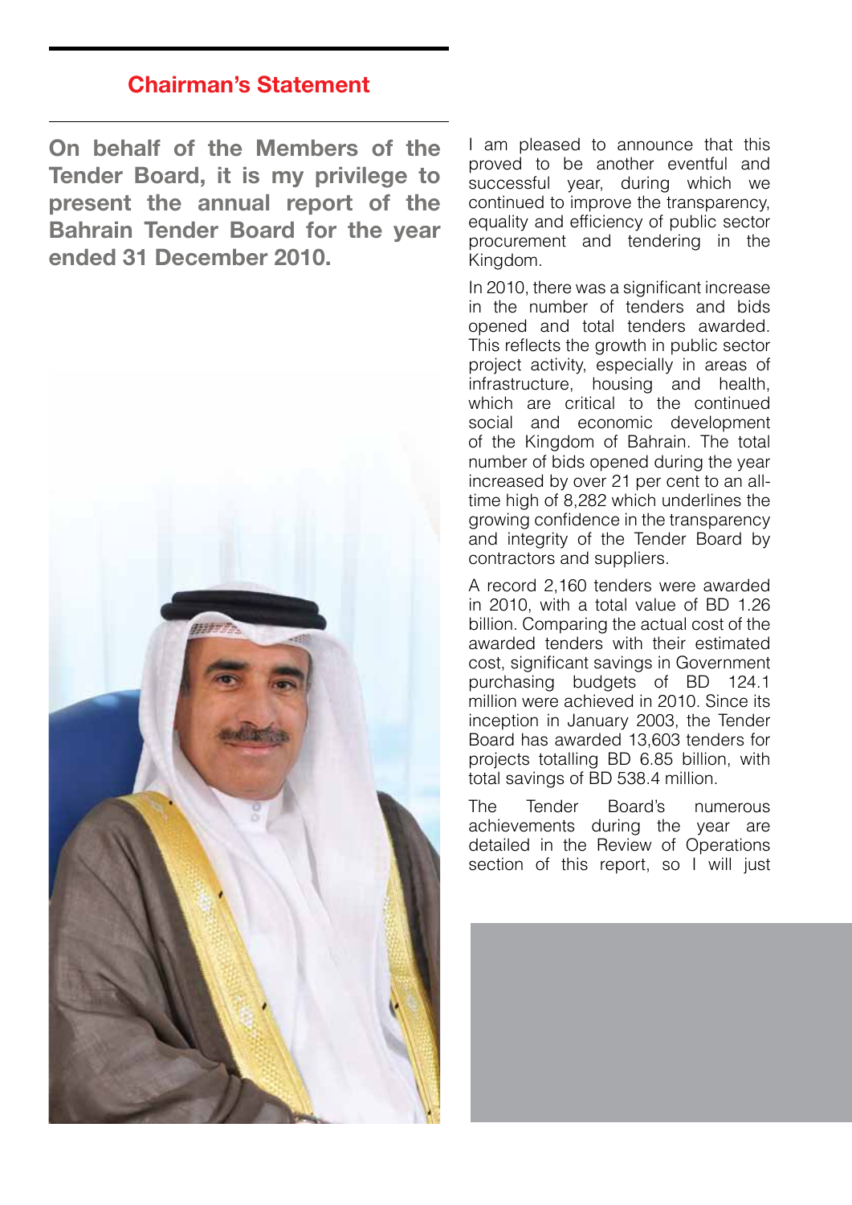## Chairman's Statement

**On behalf of the Members of the Tender Board, it is my privilege to present the annual report of the Bahrain Tender Board for the year ended 31 December 2010.**

I am pleased to announce that this proved to be another eventful and successful year, during which we continued to improve the transparency, equality and efficiency of public sector procurement and tendering in the Kingdom.

In 2010, there was a significant increase in the number of tenders and bids opened and total tenders awarded. This reflects the growth in public sector project activity, especially in areas of infrastructure, housing and health, which are critical to the continued social and economic development of the Kingdom of Bahrain. The total number of bids opened during the year increased by over 21 per cent to an all-time high of 8,282 which underlines the growing confidence in the transparency and integrity of the Tender Board by contractors and suppliers.

A record 2,160 tenders were awarded in 2010, with a total value of BD 1.26 billion. Comparing the actual cost of the awarded tenders with their estimated cost, significant savings in Government purchasing budgets of BD 124.1 million were achieved in 2010. Since its inception in January 2003, the Tender Board has awarded 13,603 tenders for projects totalling BD 6.85 billion, with total savings of BD 538.4 million.

The Tender Board's numerous achievements during the year are detailed in the Review of Operations section of this report, so I will just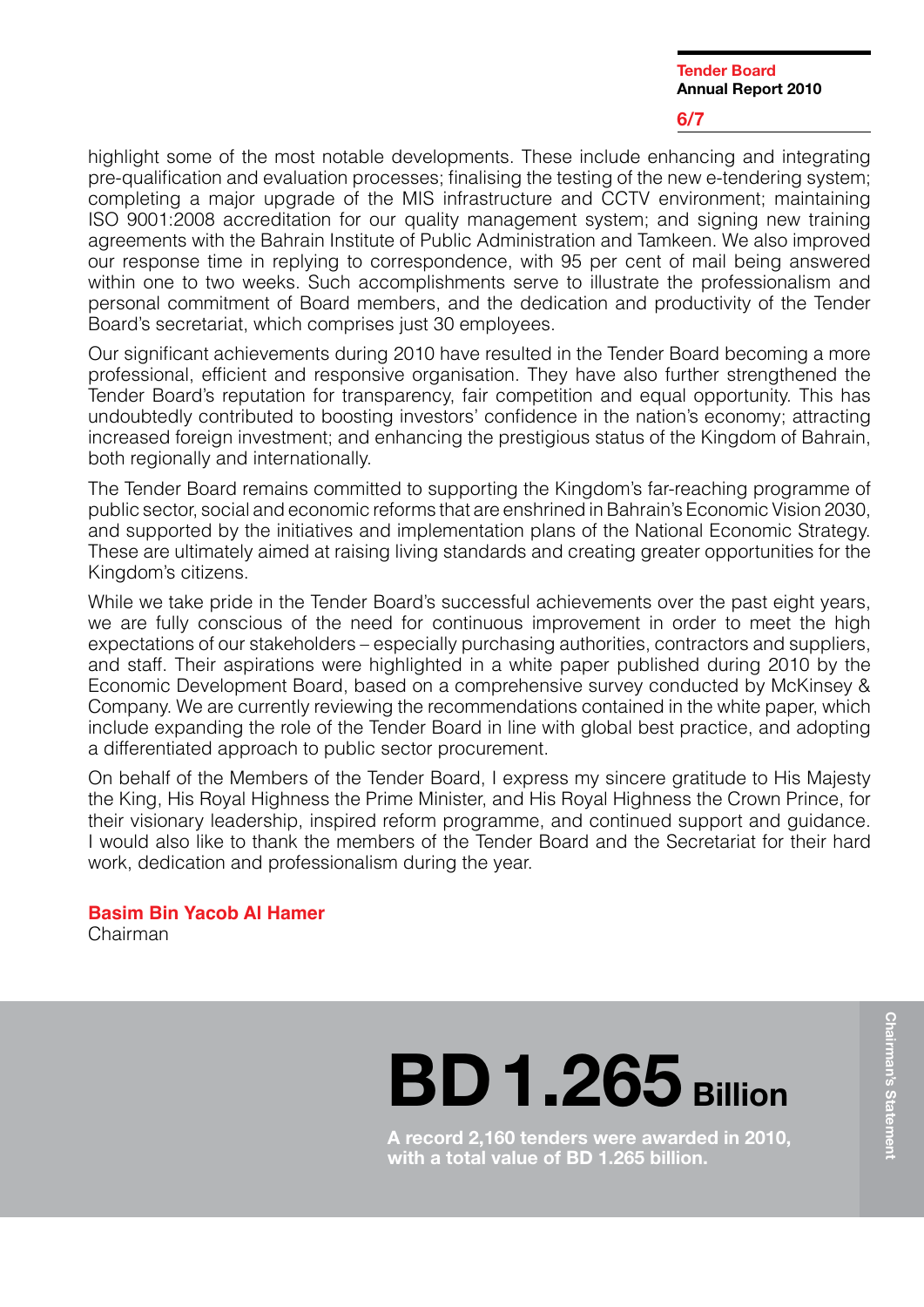highlight some of the most notable developments. These include enhancing and integrating pre-qualification and evaluation processes; finalising the testing of the new e-tendering system; completing a major upgrade of the MIS infrastructure and CCTV environment; maintaining ISO 9001:2008 accreditation for our quality management system; and signing new training agreements with the Bahrain Institute of Public Administration and Tamkeen. We also improved our response time in replying to correspondence, with 95 per cent of mail being answered within one to two weeks. Such accomplishments serve to illustrate the professionalism and personal commitment of Board members, and the dedication and productivity of the Tender Board's secretariat, which comprises just 30 employees.

Our significant achievements during 2010 have resulted in the Tender Board becoming a more professional, efficient and responsive organisation. They have also further strengthened the Tender Board's reputation for transparency, fair competition and equal opportunity. This has undoubtedly contributed to boosting investors' confidence in the nation's economy; attracting increased foreign investment; and enhancing the prestigious status of the Kingdom of Bahrain, both regionally and internationally.

The Tender Board remains committed to supporting the Kingdom's far-reaching programme of public sector, social and economic reforms that are enshrined in Bahrain's Economic Vision 2030, and supported by the initiatives and implementation plans of the National Economic Strategy. These are ultimately aimed at raising living standards and creating greater opportunities for the Kingdom's citizens.

While we take pride in the Tender Board's successful achievements over the past eight years, we are fully conscious of the need for continuous improvement in order to meet the high expectations of our stakeholders – especially purchasing authorities, contractors and suppliers, and staff. Their aspirations were highlighted in a white paper published during 2010 by the Economic Development Board, based on a comprehensive survey conducted by McKinsey & Company. We are currently reviewing the recommendations contained in the white paper, which include expanding the role of the Tender Board in line with global best practice, and adopting a differentiated approach to public sector procurement.

On behalf of the Members of the Tender Board, I express my sincere gratitude to His Majesty the King, His Royal Highness the Prime Minister, and His Royal Highness the Crown Prince, for their visionary leadership, inspired reform programme, and continued support and guidance. I would also like to thank the members of the Tender Board and the Secretariat for their hard work, dedication and professionalism during the year.

**Basim Bin Yacob Al Hamer**
Chairman

# BD 1.265 Billion

**A record 2,160 tenders were awarded in 2010, with a total value of BD 1.265 billion.**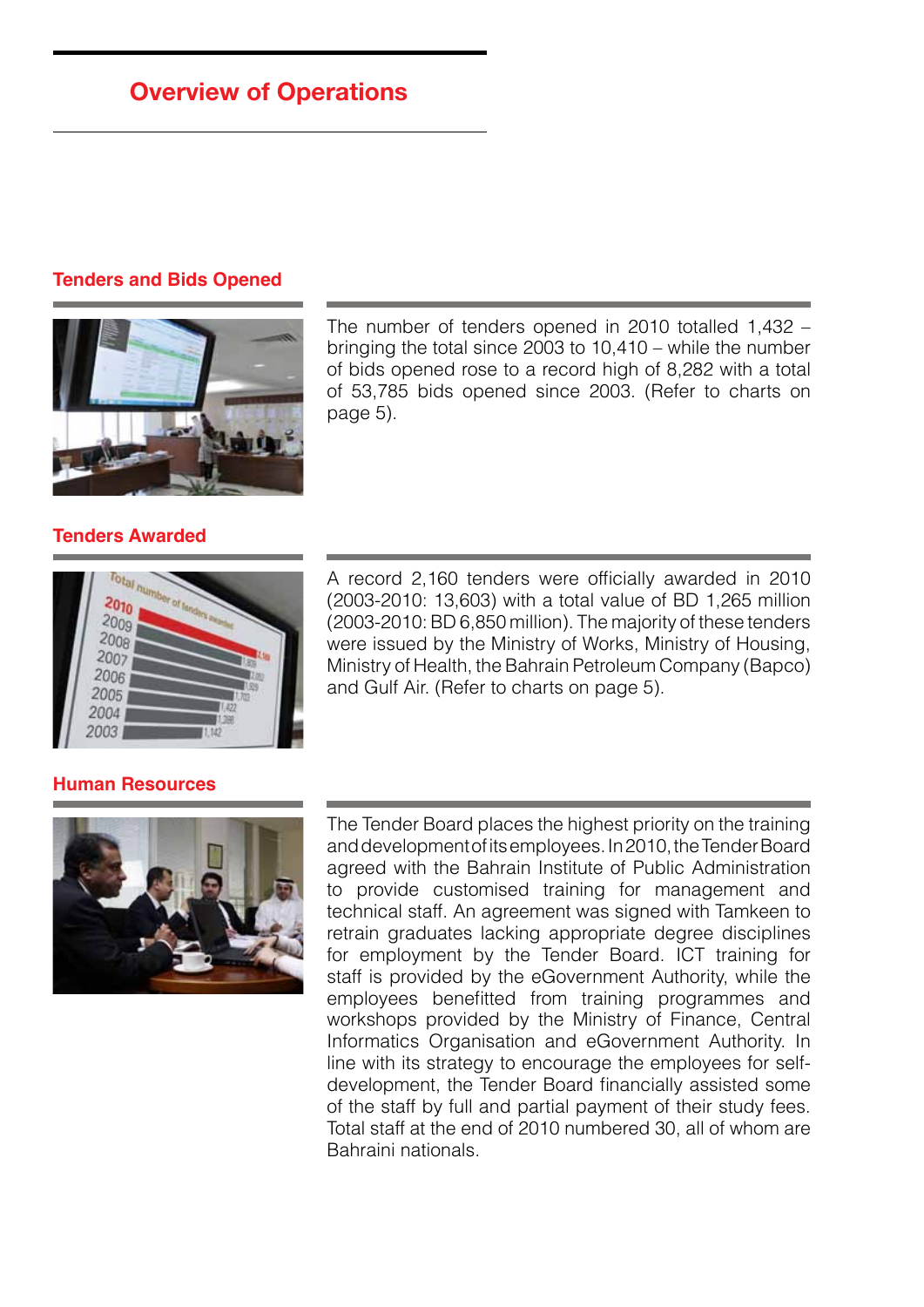# Overview of Operations

## Tenders and Bids Opened

The number of tenders opened in 2010 totalled 1,432 – bringing the total since 2003 to 10,410 – while the number of bids opened rose to a record high of 8,282 with a total of 53,785 bids opened since 2003. (Refer to charts on page 5).

## Tenders Awarded

A record 2,160 tenders were officially awarded in 2010 (2003-2010: 13,603) with a total value of BD 1,265 million (2003-2010: BD 6,850 million). The majority of these tenders were issued by the Ministry of Works, Ministry of Housing, Ministry of Health, the Bahrain Petroleum Company (Bapco) and Gulf Air. (Refer to charts on page 5).

## Human Resources

The Tender Board places the highest priority on the training and development of its employees. In 2010, the Tender Board agreed with the Bahrain Institute of Public Administration to provide customised training for management and technical staff. An agreement was signed with Tamkeen to retrain graduates lacking appropriate degree disciplines for employment by the Tender Board. ICT training for staff is provided by the eGovernment Authority, while the employees benefitted from training programmes and workshops provided by the Ministry of Finance, Central Informatics Organisation and eGovernment Authority. In line with its strategy to encourage the employees for self-development, the Tender Board financially assisted some of the staff by full and partial payment of their study fees. Total staff at the end of 2010 numbered 30, all of whom are Bahraini nationals.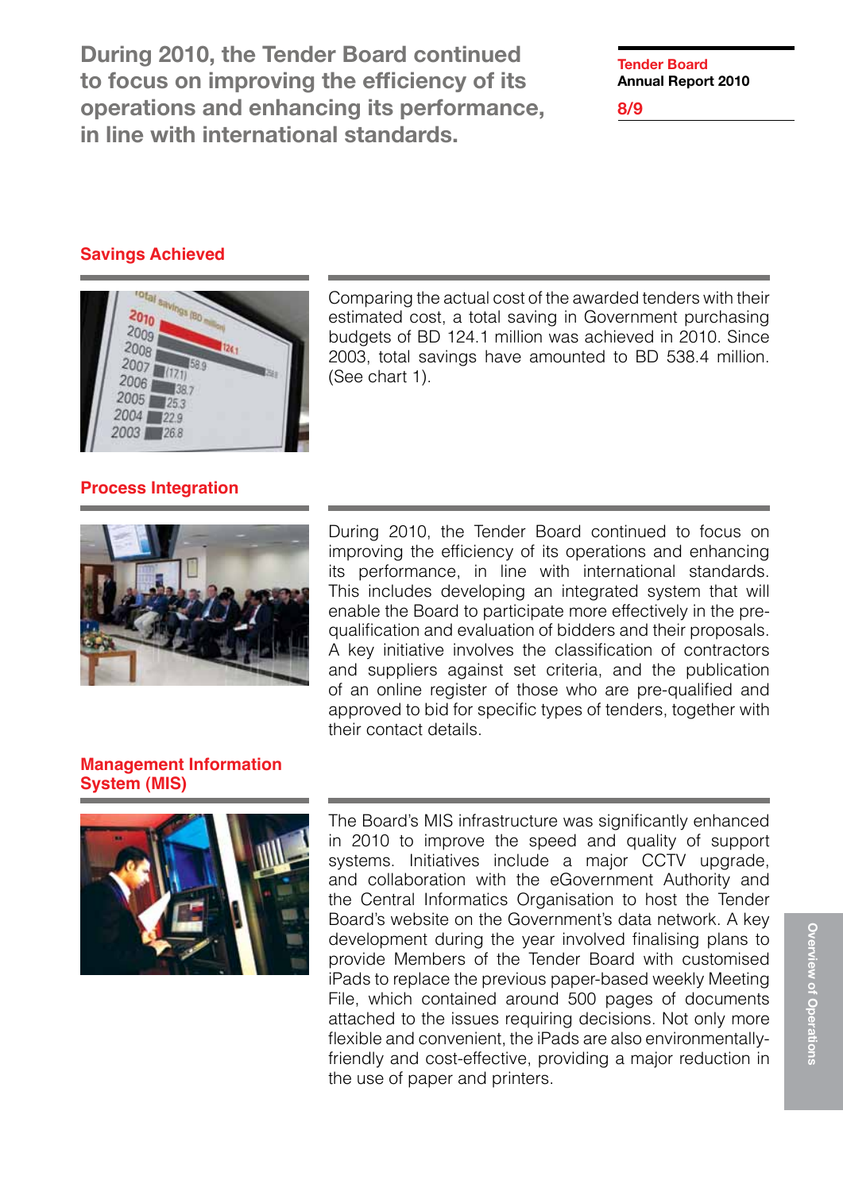**During 2010, the Tender Board continued to focus on improving the efficiency of its operations and enhancing its performance, in line with international standards.**

## Savings Achieved

Comparing the actual cost of the awarded tenders with their estimated cost, a total saving in Government purchasing budgets of BD 124.1 million was achieved in 2010. Since 2003, total savings have amounted to BD 538.4 million. (See chart 1).

## Process Integration

During 2010, the Tender Board continued to focus on improving the efficiency of its operations and enhancing its performance, in line with international standards. This includes developing an integrated system that will enable the Board to participate more effectively in the pre-qualification and evaluation of bidders and their proposals. A key initiative involves the classification of contractors and suppliers against set criteria, and the publication of an online register of those who are pre-qualified and approved to bid for specific types of tenders, together with their contact details.

## Management Information System (MIS)

The Board's MIS infrastructure was significantly enhanced in 2010 to improve the speed and quality of support systems. Initiatives include a major CCTV upgrade, and collaboration with the eGovernment Authority and the Central Informatics Organisation to host the Tender Board's website on the Government's data network. A key development during the year involved finalising plans to provide Members of the Tender Board with customised iPads to replace the previous paper-based weekly Meeting File, which contained around 500 pages of documents attached to the issues requiring decisions. Not only more flexible and convenient, the iPads are also environmentally-friendly and cost-effective, providing a major reduction in the use of paper and printers.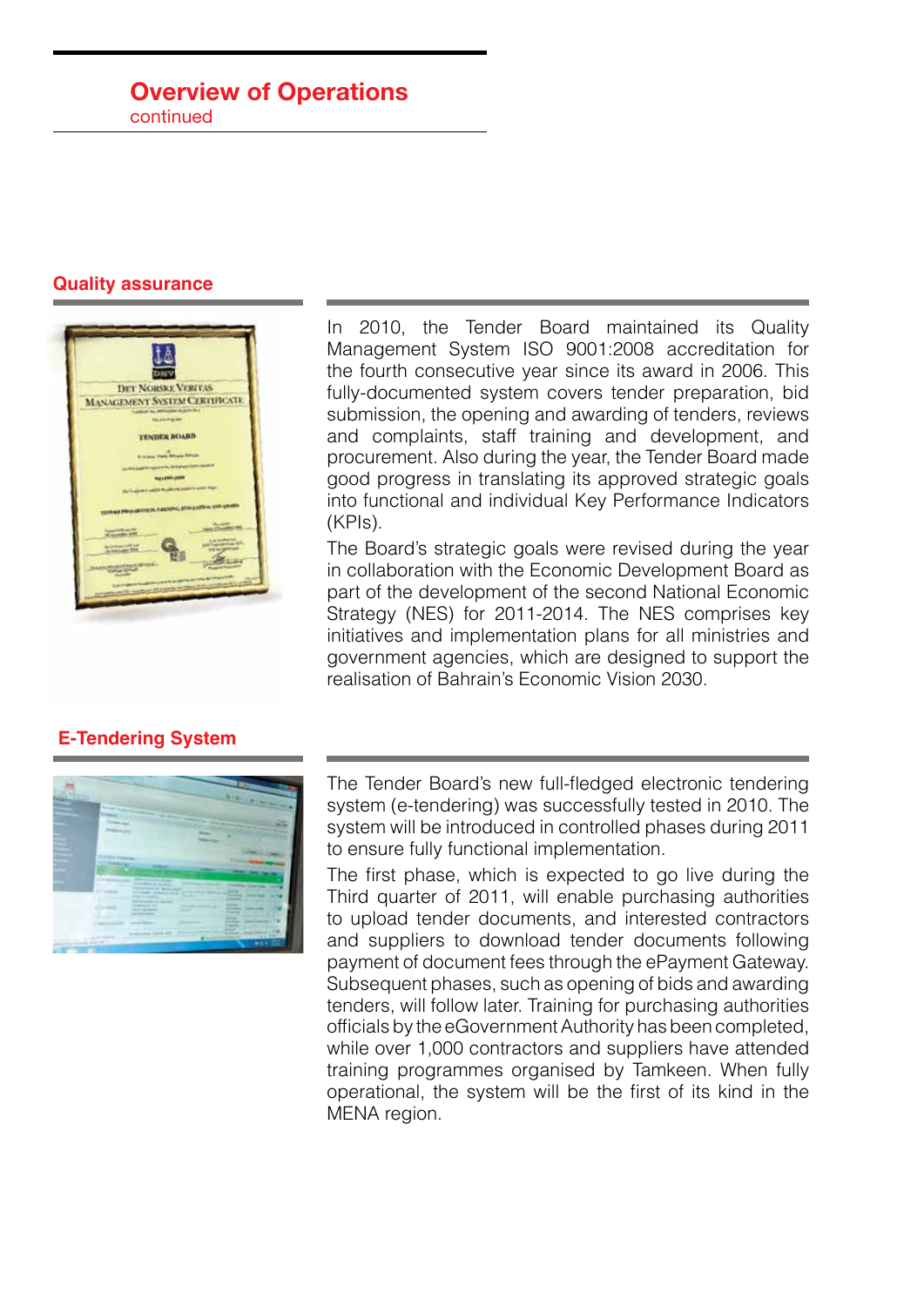# Overview of Operations
continued

## Quality assurance

In 2010, the Tender Board maintained its Quality Management System ISO 9001:2008 accreditation for the fourth consecutive year since its award in 2006. This fully-documented system covers tender preparation, bid submission, the opening and awarding of tenders, reviews and complaints, staff training and development, and procurement. Also during the year, the Tender Board made good progress in translating its approved strategic goals into functional and individual Key Performance Indicators (KPIs).

The Board's strategic goals were revised during the year in collaboration with the Economic Development Board as part of the development of the second National Economic Strategy (NES) for 2011-2014. The NES comprises key initiatives and implementation plans for all ministries and government agencies, which are designed to support the realisation of Bahrain's Economic Vision 2030.

## E-Tendering System

The Tender Board's new full-fledged electronic tendering system (e-tendering) was successfully tested in 2010. The system will be introduced in controlled phases during 2011 to ensure fully functional implementation.

The first phase, which is expected to go live during the Third quarter of 2011, will enable purchasing authorities to upload tender documents, and interested contractors and suppliers to download tender documents following payment of document fees through the ePayment Gateway. Subsequent phases, such as opening of bids and awarding tenders, will follow later. Training for purchasing authorities officials by the eGovernment Authority has been completed, while over 1,000 contractors and suppliers have attended training programmes organised by Tamkeen. When fully operational, the system will be the first of its kind in the MENA region.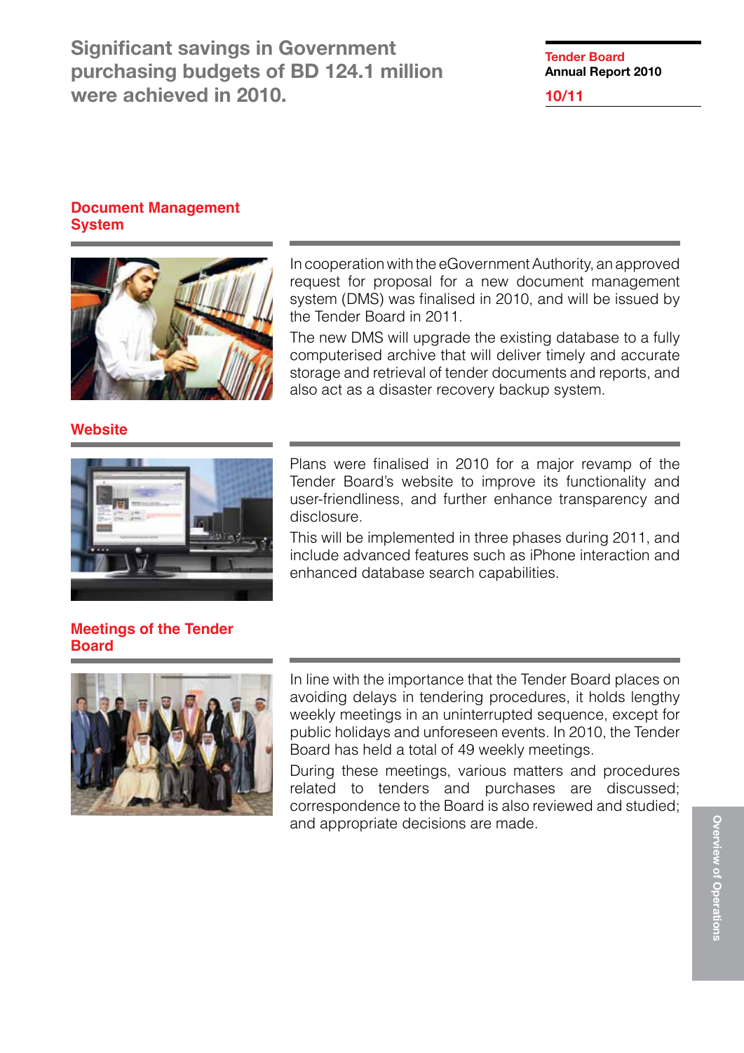Significant savings in Government purchasing budgets of BD 124.1 million were achieved in 2010.

## Document Management System

In cooperation with the eGovernment Authority, an approved request for proposal for a new document management system (DMS) was finalised in 2010, and will be issued by the Tender Board in 2011.

The new DMS will upgrade the existing database to a fully computerised archive that will deliver timely and accurate storage and retrieval of tender documents and reports, and also act as a disaster recovery backup system.

## Website

Plans were finalised in 2010 for a major revamp of the Tender Board's website to improve its functionality and user-friendliness, and further enhance transparency and disclosure.

This will be implemented in three phases during 2011, and include advanced features such as iPhone interaction and enhanced database search capabilities.

## Meetings of the Tender Board

In line with the importance that the Tender Board places on avoiding delays in tendering procedures, it holds lengthy weekly meetings in an uninterrupted sequence, except for public holidays and unforeseen events. In 2010, the Tender Board has held a total of 49 weekly meetings.

During these meetings, various matters and procedures related to tenders and purchases are discussed; correspondence to the Board is also reviewed and studied; and appropriate decisions are made.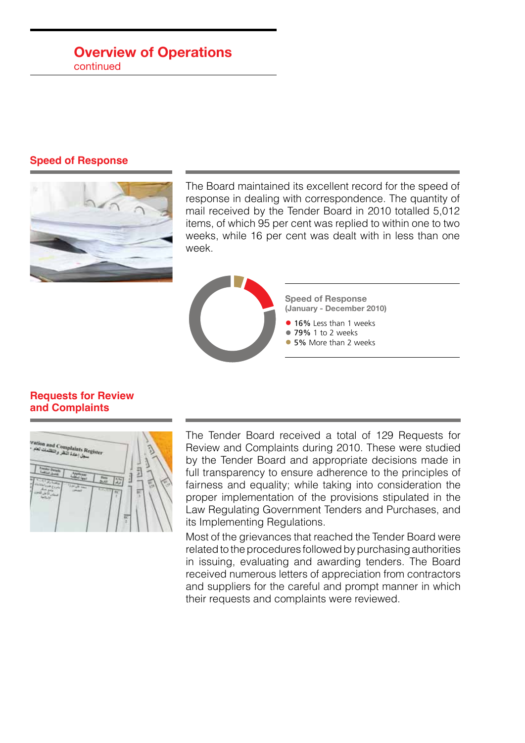## Overview of Operations
continued

### Speed of Response

The Board maintained its excellent record for the speed of response in dealing with correspondence. The quantity of mail received by the Tender Board in 2010 totalled 5,012 items, of which 95 per cent was replied to within one to two weeks, while 16 per cent was dealt with in less than one week.

**Speed of Response**
**(January - December 2010)**

- **16%** Less than 1 weeks
- **79%** 1 to 2 weeks
- **5%** More than 2 weeks

### Requests for Review and Complaints

The Tender Board received a total of 129 Requests for Review and Complaints during 2010. These were studied by the Tender Board and appropriate decisions made in full transparency to ensure adherence to the principles of fairness and equality; while taking into consideration the proper implementation of the provisions stipulated in the Law Regulating Government Tenders and Purchases, and its Implementing Regulations.

Most of the grievances that reached the Tender Board were related to the procedures followed by purchasing authorities in issuing, evaluating and awarding tenders. The Board received numerous letters of appreciation from contractors and suppliers for the careful and prompt manner in which their requests and complaints were reviewed.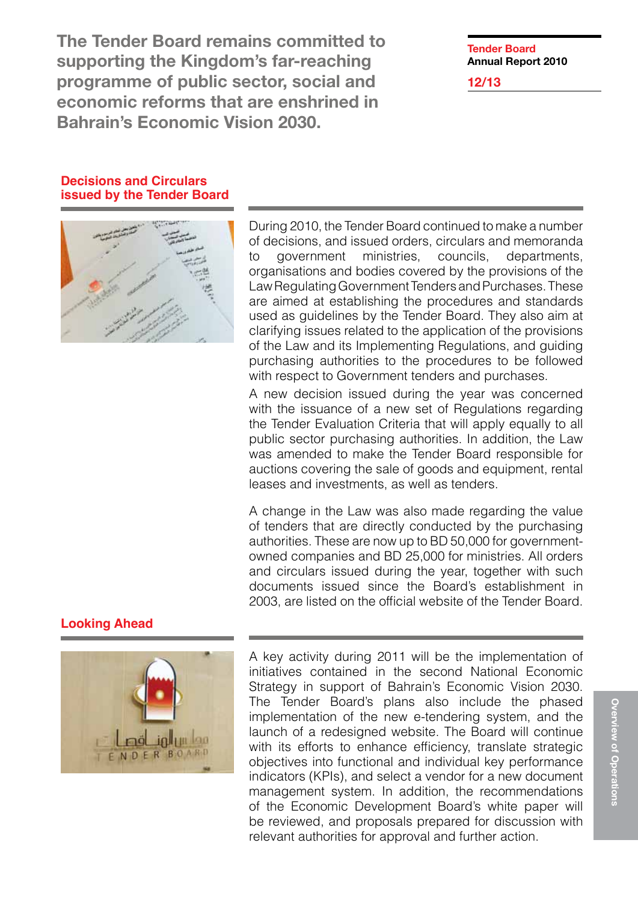**The Tender Board remains committed to supporting the Kingdom's far-reaching programme of public sector, social and economic reforms that are enshrined in Bahrain's Economic Vision 2030.**

## Decisions and Circulars issued by the Tender Board

During 2010, the Tender Board continued to make a number of decisions, and issued orders, circulars and memoranda to government ministries, councils, departments, organisations and bodies covered by the provisions of the Law Regulating Government Tenders and Purchases. These are aimed at establishing the procedures and standards used as guidelines by the Tender Board. They also aim at clarifying issues related to the application of the provisions of the Law and its Implementing Regulations, and guiding purchasing authorities to the procedures to be followed with respect to Government tenders and purchases.

A new decision issued during the year was concerned with the issuance of a new set of Regulations regarding the Tender Evaluation Criteria that will apply equally to all public sector purchasing authorities. In addition, the Law was amended to make the Tender Board responsible for auctions covering the sale of goods and equipment, rental leases and investments, as well as tenders.

A change in the Law was also made regarding the value of tenders that are directly conducted by the purchasing authorities. These are now up to BD 50,000 for government-owned companies and BD 25,000 for ministries. All orders and circulars issued during the year, together with such documents issued since the Board's establishment in 2003, are listed on the official website of the Tender Board.

## Looking Ahead

A key activity during 2011 will be the implementation of initiatives contained in the second National Economic Strategy in support of Bahrain's Economic Vision 2030. The Tender Board's plans also include the phased implementation of the new e-tendering system, and the launch of a redesigned website. The Board will continue with its efforts to enhance efficiency, translate strategic objectives into functional and individual key performance indicators (KPIs), and select a vendor for a new document management system. In addition, the recommendations of the Economic Development Board's white paper will be reviewed, and proposals prepared for discussion with relevant authorities for approval and further action.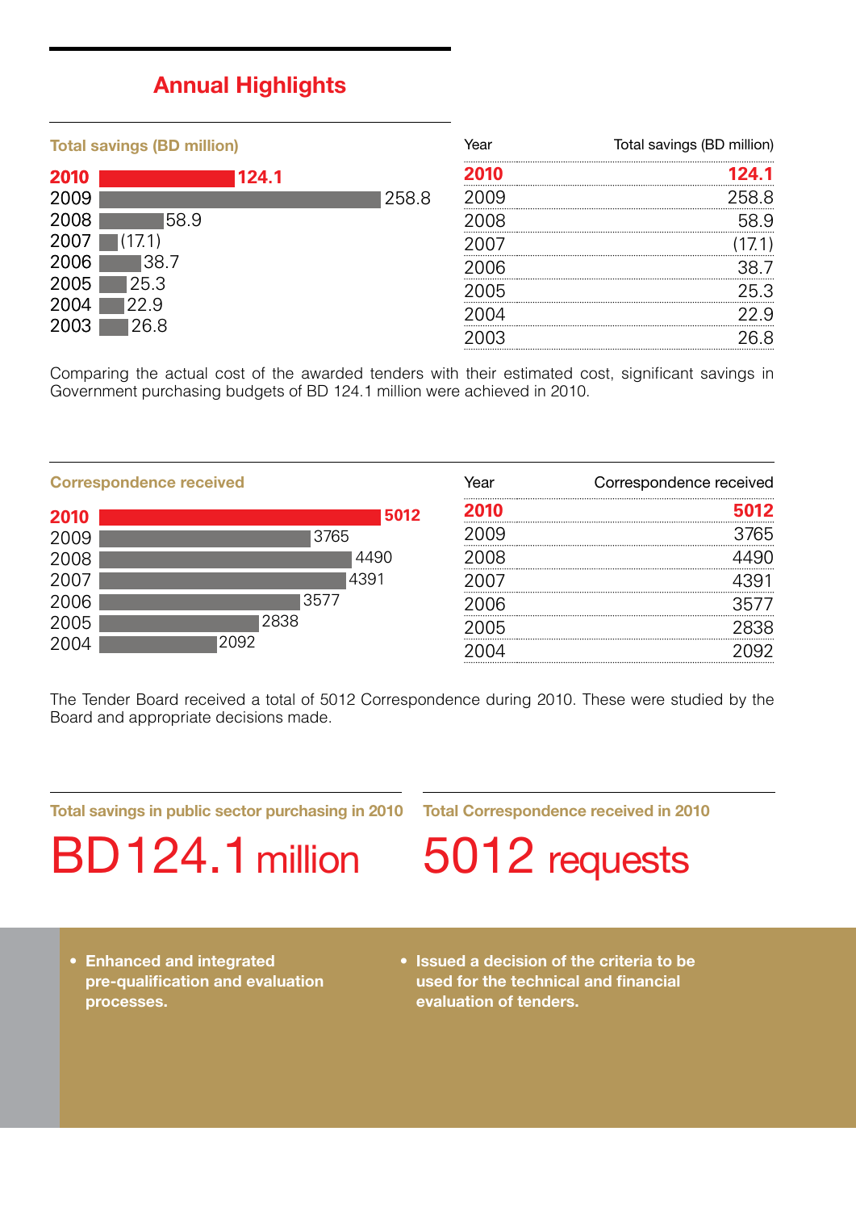# Annual Highlights

## Total savings (BD million)

| Year | Total savings (BD million) |
| --- | --- |
| **2010** | **124.1** |
| 2009 | 258.8 |
| 2008 | 58.9 |
| 2007 | (17.1) |
| 2006 | 38.7 |
| 2005 | 25.3 |
| 2004 | 22.9 |
| 2003 | 26.8 |

Comparing the actual cost of the awarded tenders with their estimated cost, significant savings in Government purchasing budgets of BD 124.1 million were achieved in 2010.

## Correspondence received

| Year | Correspondence received |
| --- | --- |
| **2010** | **5012** |
| 2009 | 3765 |
| 2008 | 4490 |
| 2007 | 4391 |
| 2006 | 3577 |
| 2005 | 2838 |
| 2004 | 2092 |

The Tender Board received a total of 5012 Correspondence during 2010. These were studied by the Board and appropriate decisions made.

### Total savings in public sector purchasing in 2010

BD124.1 million

### Total Correspondence received in 2010

5012 requests

- **Enhanced and integrated pre-qualification and evaluation processes.**
- **Issued a decision of the criteria to be used for the technical and financial evaluation of tenders.**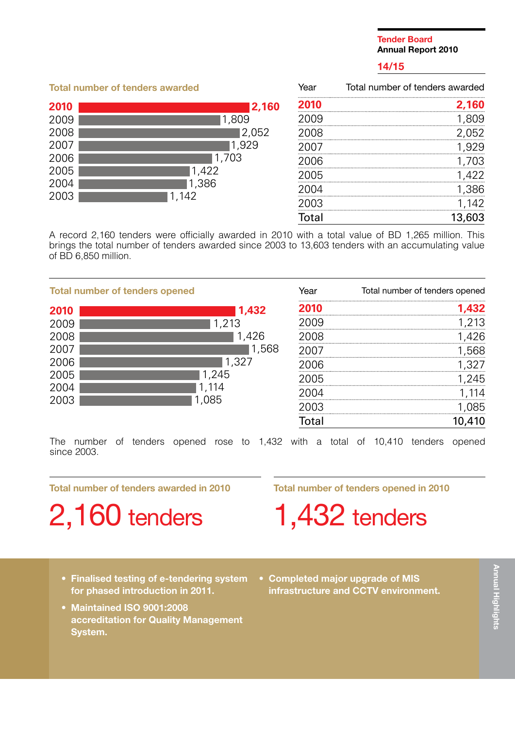## Total number of tenders awarded

| Year | Total number of tenders awarded |
|---|---|
| **2010** | **2,160** |
| 2009 | 1,809 |
| 2008 | 2,052 |
| 2007 | 1,929 |
| 2006 | 1,703 |
| 2005 | 1,422 |
| 2004 | 1,386 |
| 2003 | 1,142 |
| Total | 13,603 |

A record 2,160 tenders were officially awarded in 2010 with a total value of BD 1,265 million. This brings the total number of tenders awarded since 2003 to 13,603 tenders with an accumulating value of BD 6,850 million.

## Total number of tenders opened

| Year | Total number of tenders opened |
|---|---|
| **2010** | **1,432** |
| 2009 | 1,213 |
| 2008 | 1,426 |
| 2007 | 1,568 |
| 2006 | 1,327 |
| 2005 | 1,245 |
| 2004 | 1,114 |
| 2003 | 1,085 |
| Total | 10,410 |

The number of tenders opened rose to 1,432 with a total of 10,410 tenders opened since 2003.

### Total number of tenders awarded in 2010

**2,160 tenders**

### Total number of tenders opened in 2010

**1,432 tenders**

## Annual Highlights

- **Finalised testing of e-tendering system for phased introduction in 2011.**
- **Maintained ISO 9001:2008 accreditation for Quality Management System.**
- **Completed major upgrade of MIS infrastructure and CCTV environment.**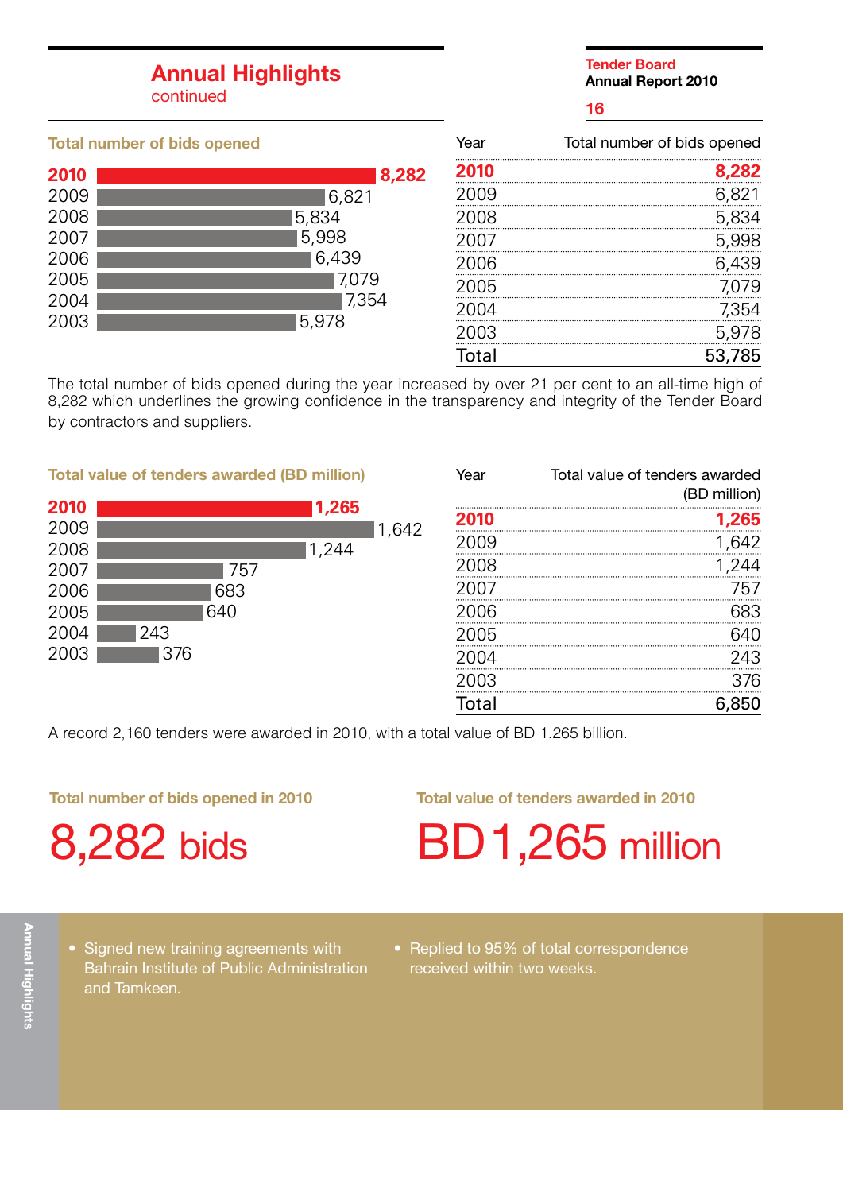## Annual Highlights
continued

### Total number of bids opened

2010 8,282
2009 6,821
2008 5,834
2007 5,998
2006 6,439
2005 7,079
2004 7,354
2003 5,978

| Year | Total number of bids opened |
|---|---|
| **2010** | **8,282** |
| 2009 | 6,821 |
| 2008 | 5,834 |
| 2007 | 5,998 |
| 2006 | 6,439 |
| 2005 | 7,079 |
| 2004 | 7,354 |
| 2003 | 5,978 |
| Total | 53,785 |

The total number of bids opened during the year increased by over 21 per cent to an all-time high of 8,282 which underlines the growing confidence in the transparency and integrity of the Tender Board by contractors and suppliers.

### Total value of tenders awarded (BD million)

2010 1,265
2009 1,642
2008 1,244
2007 757
2006 683
2005 640
2004 243
2003 376

| Year | Total value of tenders awarded (BD million) |
|---|---|
| **2010** | **1,265** |
| 2009 | 1,642 |
| 2008 | 1,244 |
| 2007 | 757 |
| 2006 | 683 |
| 2005 | 640 |
| 2004 | 243 |
| 2003 | 376 |
| Total | 6,850 |

A record 2,160 tenders were awarded in 2010, with a total value of BD 1.265 billion.

**Total number of bids opened in 2010**

# 8,282 bids

**Total value of tenders awarded in 2010**

# BD 1,265 million

- Signed new training agreements with Bahrain Institute of Public Administration and Tamkeen.
- Replied to 95% of total correspondence received within two weeks.